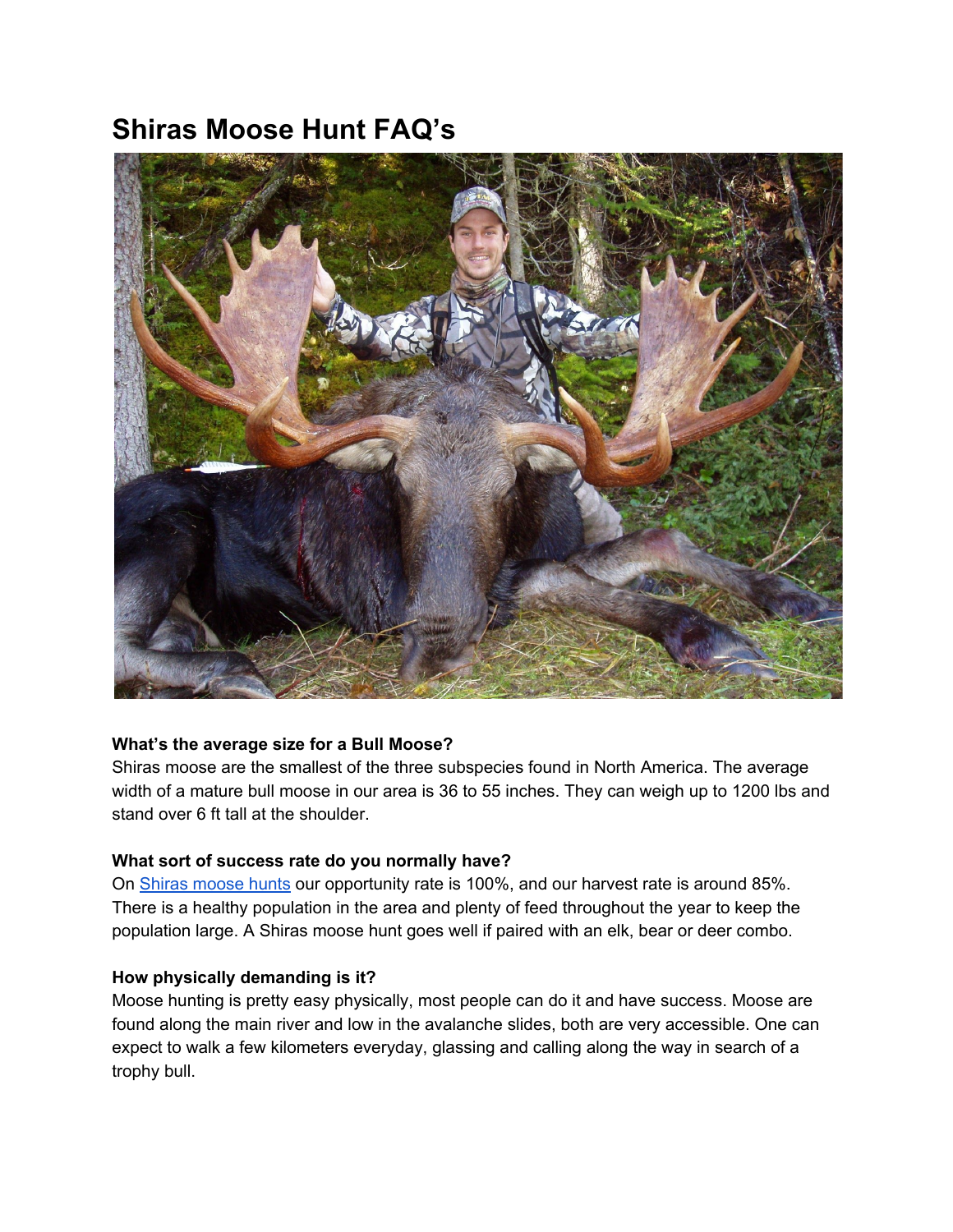# Shiras Moose Hunt FAQ's

**What's the average size for a Bull Moose?**

Shiras moose are the smallest of the three subspecies found in North America. The average width of a mature bull moose in our area is 36 to 55 inches. They can weigh up to 1200 lbs and stand over 6 ft tall at the shoulder.

**What sort of success rate do you normally have?**

On Shiras moose hunts our opportunity rate is 100%, and our harvest rate is around 85%. There is a healthy population in the area and plenty of feed throughout the year to keep the population large. A Shiras moose hunt goes well if paired with an elk, bear or deer combo.

**How physically demanding is it?**

Moose hunting is pretty easy physically, most people can do it and have success. Moose are found along the main river and low in the avalanche slides, both are very accessible. One can expect to walk a few kilometers everyday, glassing and calling along the way in search of a trophy bull.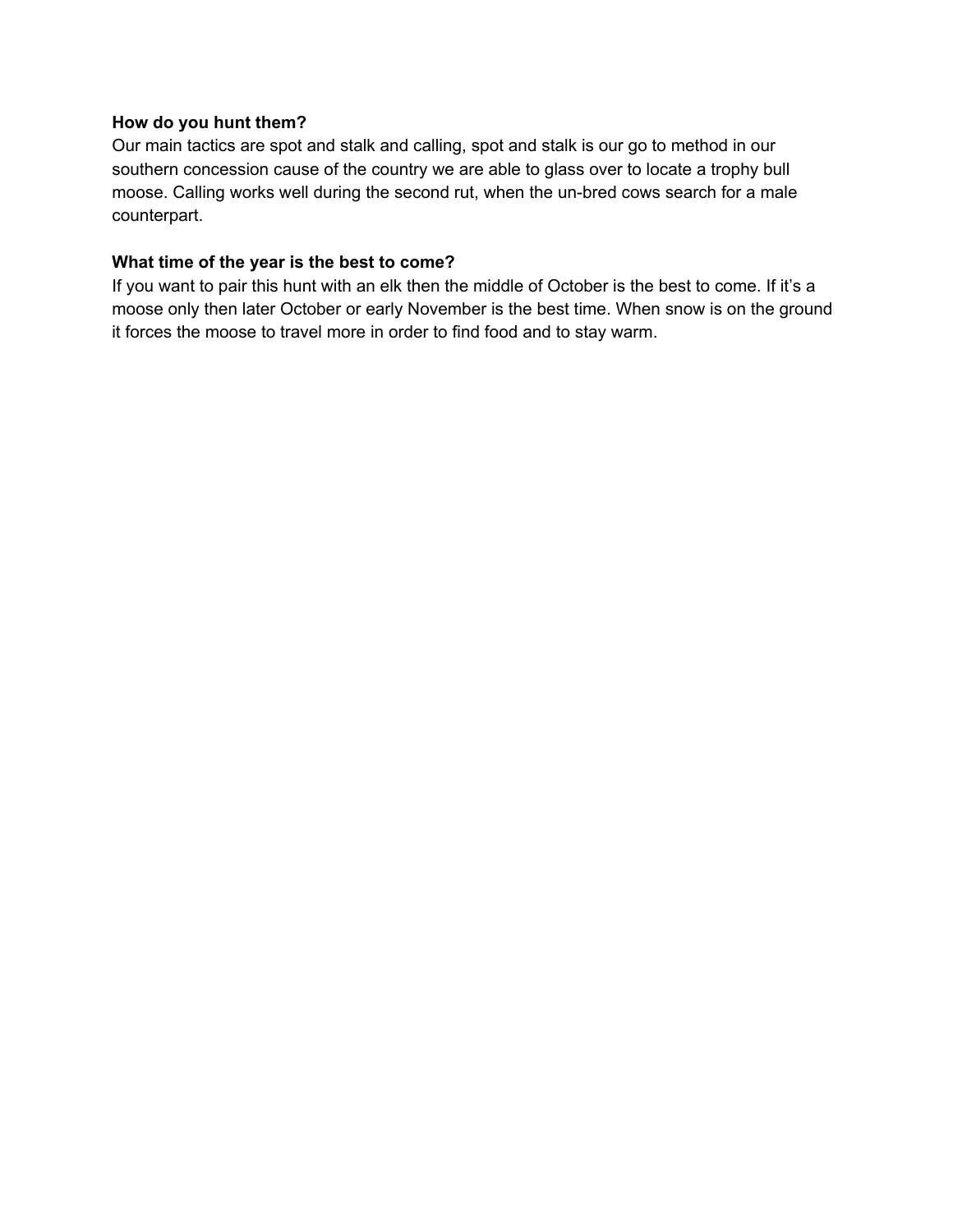**How do you hunt them?**

Our main tactics are spot and stalk and calling, spot and stalk is our go to method in our southern concession cause of the country we are able to glass over to locate a trophy bull moose. Calling works well during the second rut, when the un-bred cows search for a male counterpart.

**What time of the year is the best to come?**

If you want to pair this hunt with an elk then the middle of October is the best to come. If it's a moose only then later October or early November is the best time. When snow is on the ground it forces the moose to travel more in order to find food and to stay warm.